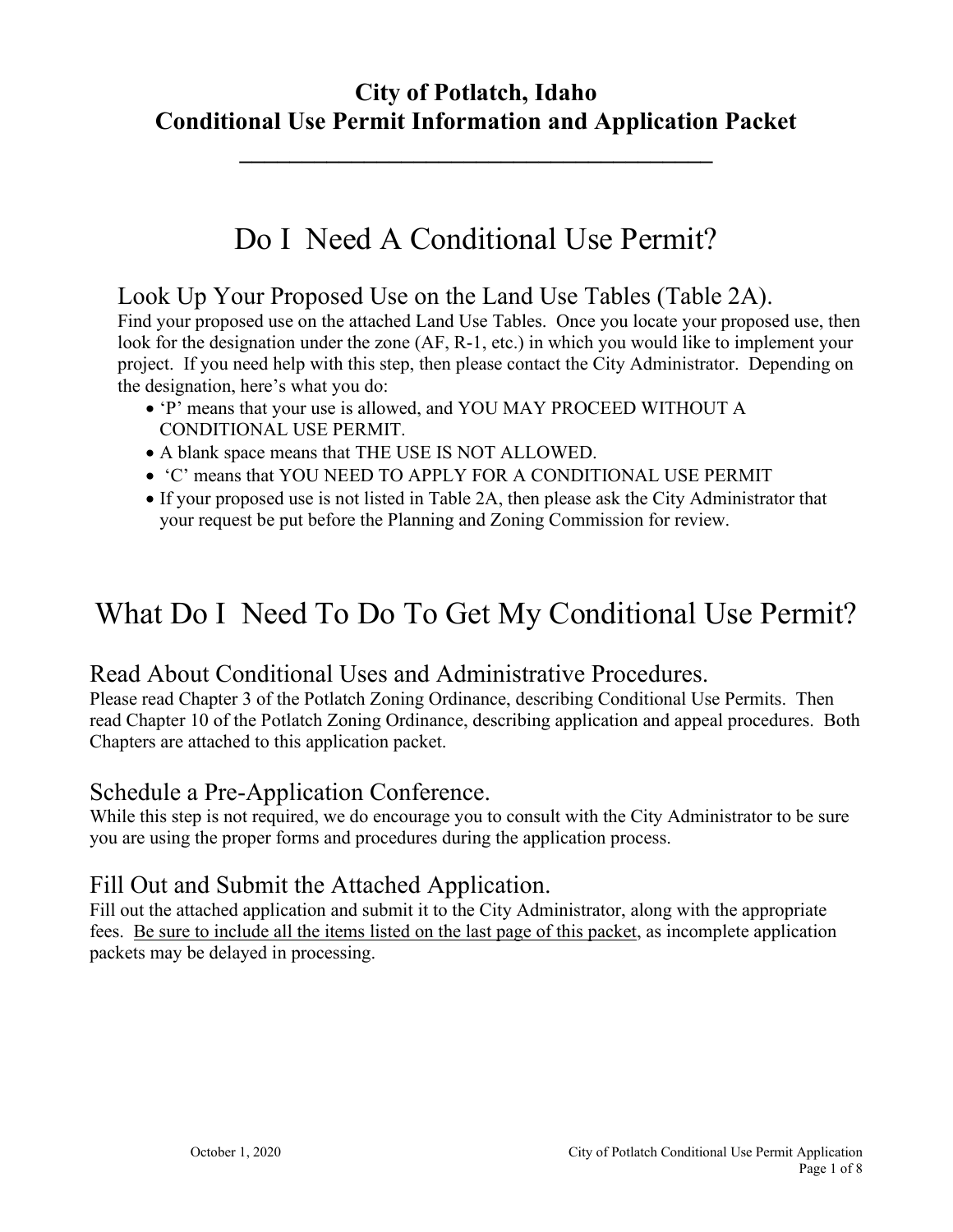# City of Potlatch, Idaho
# Conditional Use Permit Information and Application Packet

## Do I Need A Conditional Use Permit?

### Look Up Your Proposed Use on the Land Use Tables (Table 2A).

Find your proposed use on the attached Land Use Tables. Once you locate your proposed use, then look for the designation under the zone (AF, R-1, etc.) in which you would like to implement your project. If you need help with this step, then please contact the City Administrator. Depending on the designation, here's what you do:

- 'P' means that your use is allowed, and YOU MAY PROCEED WITHOUT A CONDITIONAL USE PERMIT.
- A blank space means that THE USE IS NOT ALLOWED.
- 'C' means that YOU NEED TO APPLY FOR A CONDITIONAL USE PERMIT
- If your proposed use is not listed in Table 2A, then please ask the City Administrator that your request be put before the Planning and Zoning Commission for review.

## What Do I Need To Do To Get My Conditional Use Permit?

### Read About Conditional Uses and Administrative Procedures.

Please read Chapter 3 of the Potlatch Zoning Ordinance, describing Conditional Use Permits. Then read Chapter 10 of the Potlatch Zoning Ordinance, describing application and appeal procedures. Both Chapters are attached to this application packet.

### Schedule a Pre-Application Conference.

While this step is not required, we do encourage you to consult with the City Administrator to be sure you are using the proper forms and procedures during the application process.

### Fill Out and Submit the Attached Application.

Fill out the attached application and submit it to the City Administrator, along with the appropriate fees. <u>Be sure to include all the items listed on the last page of this packet</u>, as incomplete application packets may be delayed in processing.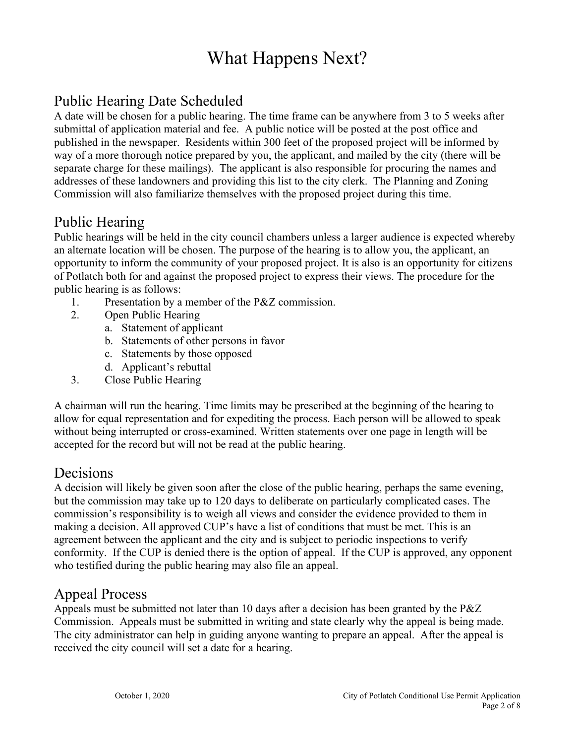# What Happens Next?

## Public Hearing Date Scheduled

A date will be chosen for a public hearing. The time frame can be anywhere from 3 to 5 weeks after submittal of application material and fee. A public notice will be posted at the post office and published in the newspaper. Residents within 300 feet of the proposed project will be informed by way of a more thorough notice prepared by you, the applicant, and mailed by the city (there will be separate charge for these mailings). The applicant is also responsible for procuring the names and addresses of these landowners and providing this list to the city clerk. The Planning and Zoning Commission will also familiarize themselves with the proposed project during this time.

## Public Hearing

Public hearings will be held in the city council chambers unless a larger audience is expected whereby an alternate location will be chosen. The purpose of the hearing is to allow you, the applicant, an opportunity to inform the community of your proposed project. It is also is an opportunity for citizens of Potlatch both for and against the proposed project to express their views. The procedure for the public hearing is as follows:

1. Presentation by a member of the P&Z commission.
2. Open Public Hearing
    a. Statement of applicant
    b. Statements of other persons in favor
    c. Statements by those opposed
    d. Applicant's rebuttal
3. Close Public Hearing

A chairman will run the hearing. Time limits may be prescribed at the beginning of the hearing to allow for equal representation and for expediting the process. Each person will be allowed to speak without being interrupted or cross-examined. Written statements over one page in length will be accepted for the record but will not be read at the public hearing.

## Decisions

A decision will likely be given soon after the close of the public hearing, perhaps the same evening, but the commission may take up to 120 days to deliberate on particularly complicated cases. The commission's responsibility is to weigh all views and consider the evidence provided to them in making a decision. All approved CUP's have a list of conditions that must be met. This is an agreement between the applicant and the city and is subject to periodic inspections to verify conformity. If the CUP is denied there is the option of appeal. If the CUP is approved, any opponent who testified during the public hearing may also file an appeal.

## Appeal Process

Appeals must be submitted not later than 10 days after a decision has been granted by the P&Z Commission. Appeals must be submitted in writing and state clearly why the appeal is being made. The city administrator can help in guiding anyone wanting to prepare an appeal. After the appeal is received the city council will set a date for a hearing.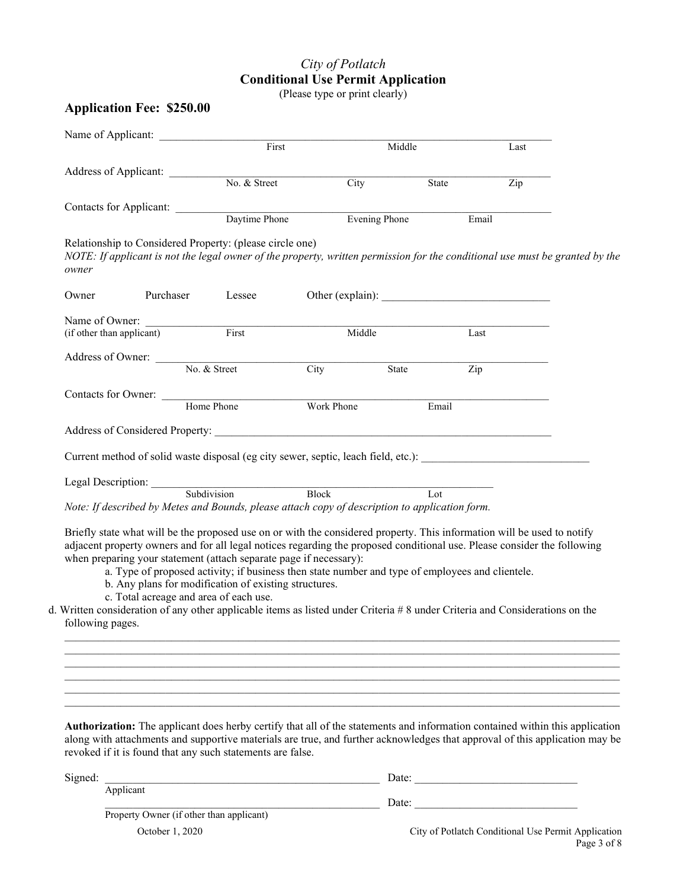*City of Potlatch*

# Conditional Use Permit Application

(Please type or print clearly)

**Application Fee: $250.00**

Name of Applicant: ______________________________________________
First Middle Last

Address of Applicant: ______________________________________________
No. & Street City State Zip

Contacts for Applicant: ______________________________________________
Daytime Phone Evening Phone Email

Relationship to Considered Property: (please circle one)

*NOTE: If applicant is not the legal owner of the property, written permission for the conditional use must be granted by the owner*

Owner Purchaser Lessee Other (explain): ______________________________

Name of Owner: ______________________________________________
(if other than applicant) First Middle Last

Address of Owner: ______________________________________________
No. & Street City State Zip

Contacts for Owner: ______________________________________________
Home Phone Work Phone Email

Address of Considered Property: ______________________________________________

Current method of solid waste disposal (eg city sewer, septic, leach field, etc.): ______________________________

Legal Description: ______________________________________________
Subdivision Block Lot

*Note: If described by Metes and Bounds, please attach copy of description to application form.*

Briefly state what will be the proposed use on or with the considered property. This information will be used to notify adjacent property owners and for all legal notices regarding the proposed conditional use. Please consider the following when preparing your statement (attach separate page if necessary):

a. Type of proposed activity; if business then state number and type of employees and clientele.
b. Any plans for modification of existing structures.
c. Total acreage and area of each use.
d. Written consideration of any other applicable items as listed under Criteria # 8 under Criteria and Considerations on the following pages.

________________________________________________________________________________
________________________________________________________________________________
________________________________________________________________________________
________________________________________________________________________________
________________________________________________________________________________
________________________________________________________________________________

**Authorization:** The applicant does herby certify that all of the statements and information contained within this application along with attachments and supportive materials are true, and further acknowledges that approval of this application may be revoked if it is found that any such statements are false.

Signed: ______________________________________________ Date: ______________________________
Applicant

______________________________________________ Date: ______________________________
Property Owner (if other than applicant)

October 1, 2020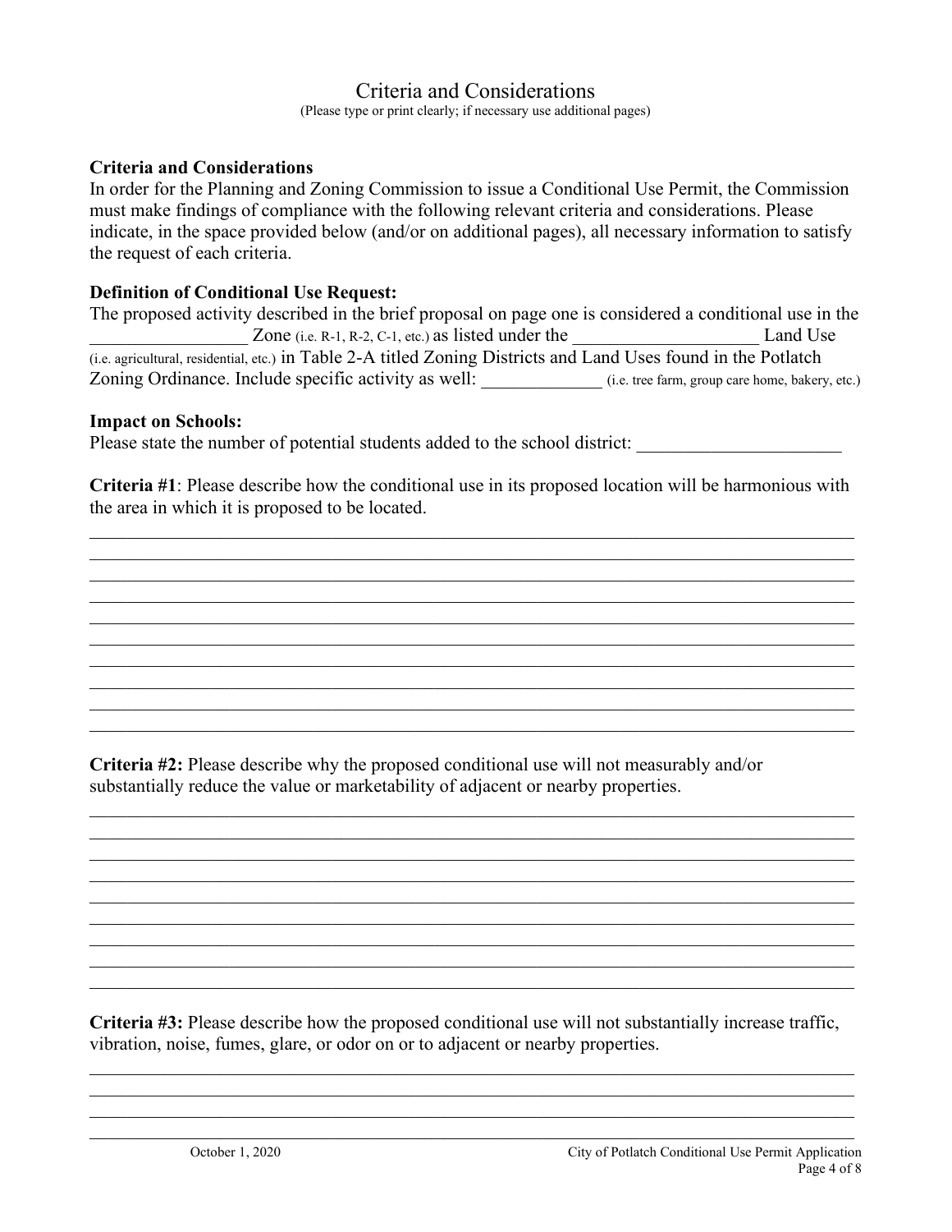# Criteria and Considerations

(Please type or print clearly; if necessary use additional pages)

**Criteria and Considerations**

In order for the Planning and Zoning Commission to issue a Conditional Use Permit, the Commission must make findings of compliance with the following relevant criteria and considerations. Please indicate, in the space provided below (and/or on additional pages), all necessary information to satisfy the request of each criteria.

**Definition of Conditional Use Request:**

The proposed activity described in the brief proposal on page one is considered a conditional use in the ________________ Zone (i.e. R-1, R-2, C-1, etc.) as listed under the ___________________ Land Use (i.e. agricultural, residential, etc.) in Table 2-A titled Zoning Districts and Land Uses found in the Potlatch Zoning Ordinance. Include specific activity as well: _____________ (i.e. tree farm, group care home, bakery, etc.)

**Impact on Schools:**

Please state the number of potential students added to the school district: _____________________

**Criteria #1**: Please describe how the conditional use in its proposed location will be harmonious with the area in which it is proposed to be located.

_______________________________________________________________________________
_______________________________________________________________________________
_______________________________________________________________________________
_______________________________________________________________________________
_______________________________________________________________________________
_______________________________________________________________________________
_______________________________________________________________________________
_______________________________________________________________________________
_______________________________________________________________________________
_______________________________________________________________________________

**Criteria #2:** Please describe why the proposed conditional use will not measurably and/or substantially reduce the value or marketability of adjacent or nearby properties.

_______________________________________________________________________________
_______________________________________________________________________________
_______________________________________________________________________________
_______________________________________________________________________________
_______________________________________________________________________________
_______________________________________________________________________________
_______________________________________________________________________________
_______________________________________________________________________________
_______________________________________________________________________________

**Criteria #3:** Please describe how the proposed conditional use will not substantially increase traffic, vibration, noise, fumes, glare, or odor on or to adjacent or nearby properties.

_______________________________________________________________________________
_______________________________________________________________________________
_______________________________________________________________________________
_______________________________________________________________________________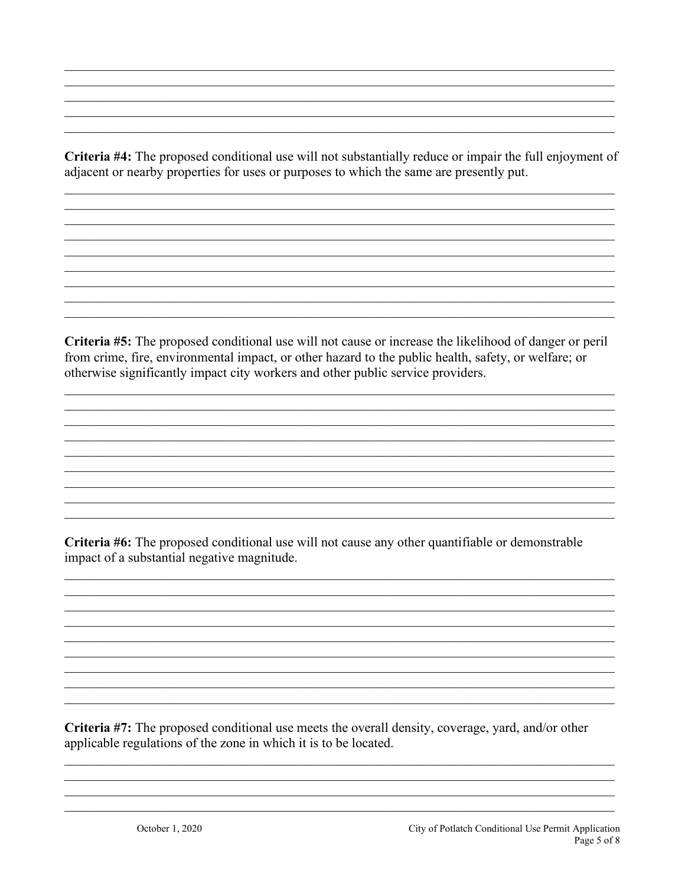**Criteria #4:** The proposed conditional use will not substantially reduce or impair the full enjoyment of adjacent or nearby properties for uses or purposes to which the same are presently put.

**Criteria #5:** The proposed conditional use will not cause or increase the likelihood of danger or peril from crime, fire, environmental impact, or other hazard to the public health, safety, or welfare; or otherwise significantly impact city workers and other public service providers.

**Criteria #6:** The proposed conditional use will not cause any other quantifiable or demonstrable impact of a substantial negative magnitude.

**Criteria #7:** The proposed conditional use meets the overall density, coverage, yard, and/or other applicable regulations of the zone in which it is to be located.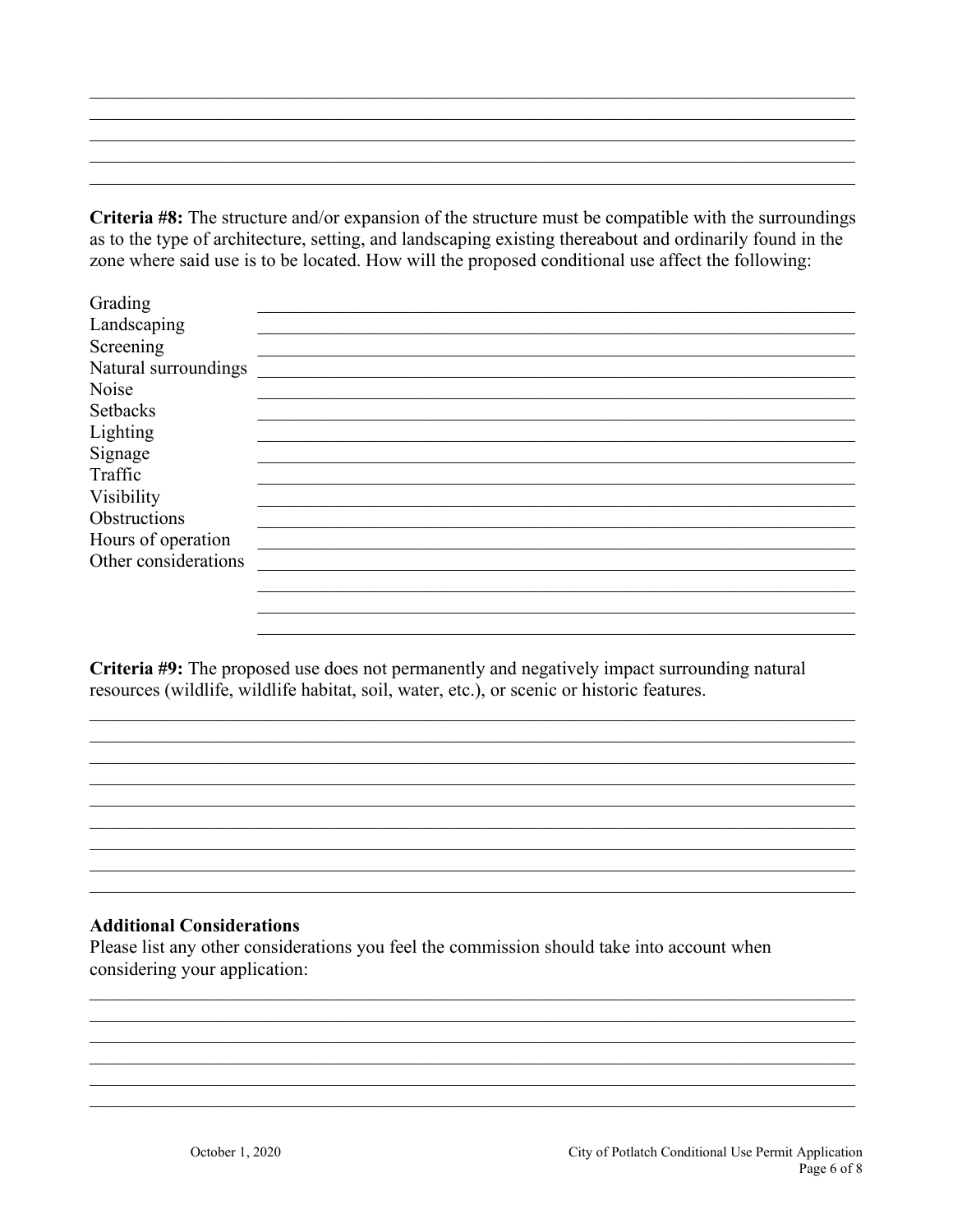**Criteria #8:** The structure and/or expansion of the structure must be compatible with the surroundings as to the type of architecture, setting, and landscaping existing thereabout and ordinarily found in the zone where said use is to be located. How will the proposed conditional use affect the following:

Grading

Landscaping

Screening

Natural surroundings

Noise

Setbacks

Lighting

Signage

Traffic

Visibility

Obstructions

Hours of operation

Other considerations

**Criteria #9:** The proposed use does not permanently and negatively impact surrounding natural resources (wildlife, wildlife habitat, soil, water, etc.), or scenic or historic features.

### Additional Considerations

Please list any other considerations you feel the commission should take into account when considering your application: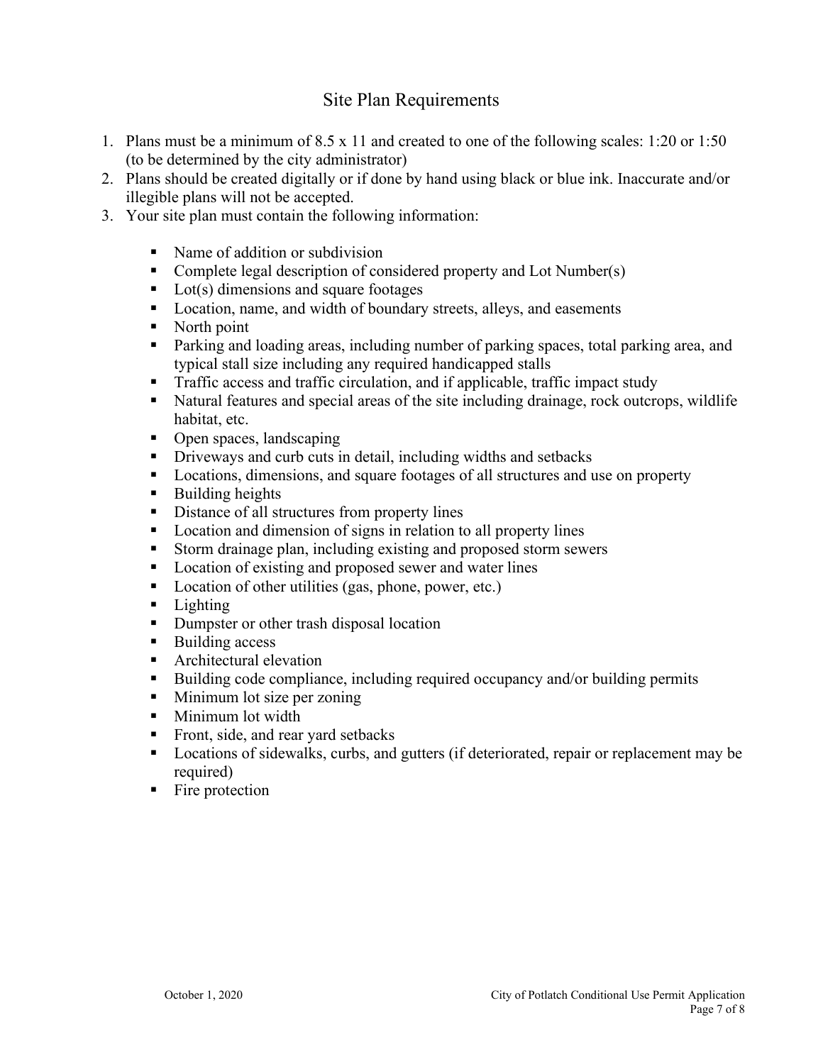## Site Plan Requirements

1. Plans must be a minimum of 8.5 x 11 and created to one of the following scales: 1:20 or 1:50 (to be determined by the city administrator)
2. Plans should be created digitally or if done by hand using black or blue ink. Inaccurate and/or illegible plans will not be accepted.
3. Your site plan must contain the following information:

    - Name of addition or subdivision
    - Complete legal description of considered property and Lot Number(s)
    - Lot(s) dimensions and square footages
    - Location, name, and width of boundary streets, alleys, and easements
    - North point
    - Parking and loading areas, including number of parking spaces, total parking area, and typical stall size including any required handicapped stalls
    - Traffic access and traffic circulation, and if applicable, traffic impact study
    - Natural features and special areas of the site including drainage, rock outcrops, wildlife habitat, etc.
    - Open spaces, landscaping
    - Driveways and curb cuts in detail, including widths and setbacks
    - Locations, dimensions, and square footages of all structures and use on property
    - Building heights
    - Distance of all structures from property lines
    - Location and dimension of signs in relation to all property lines
    - Storm drainage plan, including existing and proposed storm sewers
    - Location of existing and proposed sewer and water lines
    - Location of other utilities (gas, phone, power, etc.)
    - Lighting
    - Dumpster or other trash disposal location
    - Building access
    - Architectural elevation
    - Building code compliance, including required occupancy and/or building permits
    - Minimum lot size per zoning
    - Minimum lot width
    - Front, side, and rear yard setbacks
    - Locations of sidewalks, curbs, and gutters (if deteriorated, repair or replacement may be required)
    - Fire protection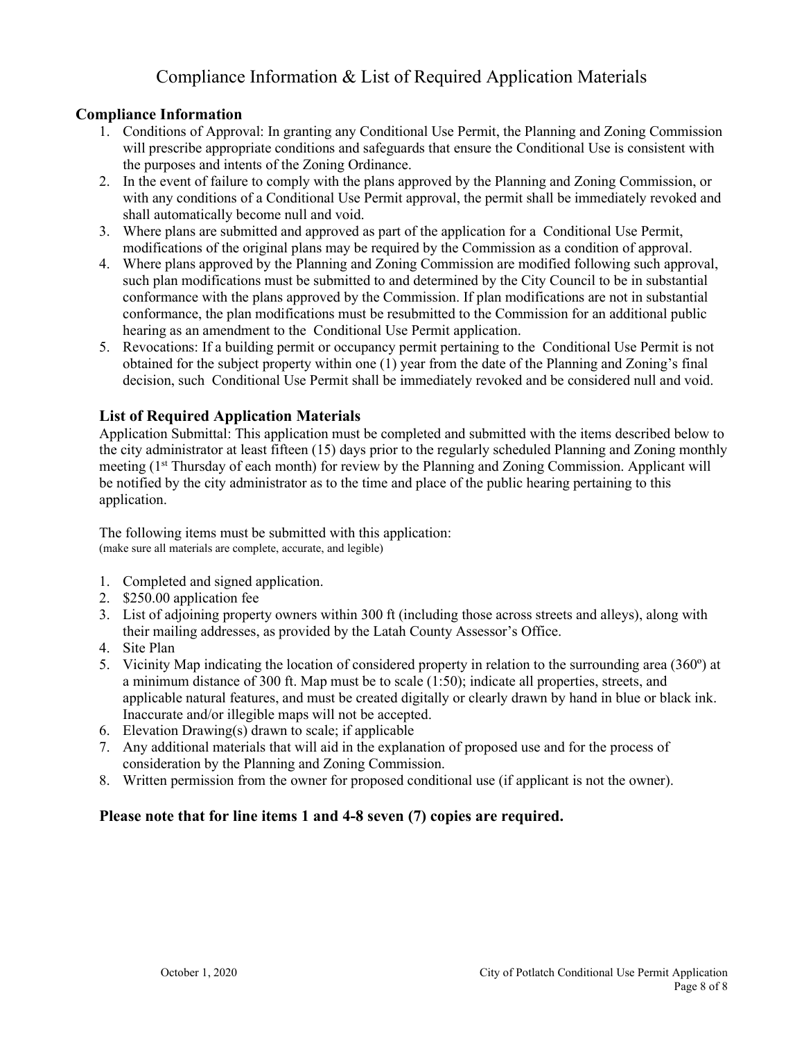# Compliance Information & List of Required Application Materials

## Compliance Information

1. Conditions of Approval: In granting any Conditional Use Permit, the Planning and Zoning Commission will prescribe appropriate conditions and safeguards that ensure the Conditional Use is consistent with the purposes and intents of the Zoning Ordinance.
2. In the event of failure to comply with the plans approved by the Planning and Zoning Commission, or with any conditions of a Conditional Use Permit approval, the permit shall be immediately revoked and shall automatically become null and void.
3. Where plans are submitted and approved as part of the application for a Conditional Use Permit, modifications of the original plans may be required by the Commission as a condition of approval.
4. Where plans approved by the Planning and Zoning Commission are modified following such approval, such plan modifications must be submitted to and determined by the City Council to be in substantial conformance with the plans approved by the Commission. If plan modifications are not in substantial conformance, the plan modifications must be resubmitted to the Commission for an additional public hearing as an amendment to the Conditional Use Permit application.
5. Revocations: If a building permit or occupancy permit pertaining to the Conditional Use Permit is not obtained for the subject property within one (1) year from the date of the Planning and Zoning's final decision, such Conditional Use Permit shall be immediately revoked and be considered null and void.

## List of Required Application Materials

Application Submittal: This application must be completed and submitted with the items described below to the city administrator at least fifteen (15) days prior to the regularly scheduled Planning and Zoning monthly meeting (1st Thursday of each month) for review by the Planning and Zoning Commission. Applicant will be notified by the city administrator as to the time and place of the public hearing pertaining to this application.

The following items must be submitted with this application:
(make sure all materials are complete, accurate, and legible)

1. Completed and signed application.
2. $250.00 application fee
3. List of adjoining property owners within 300 ft (including those across streets and alleys), along with their mailing addresses, as provided by the Latah County Assessor's Office.
4. Site Plan
5. Vicinity Map indicating the location of considered property in relation to the surrounding area (360º) at a minimum distance of 300 ft. Map must be to scale (1:50); indicate all properties, streets, and applicable natural features, and must be created digitally or clearly drawn by hand in blue or black ink. Inaccurate and/or illegible maps will not be accepted.
6. Elevation Drawing(s) drawn to scale; if applicable
7. Any additional materials that will aid in the explanation of proposed use and for the process of consideration by the Planning and Zoning Commission.
8. Written permission from the owner for proposed conditional use (if applicant is not the owner).

**Please note that for line items 1 and 4-8 seven (7) copies are required.**